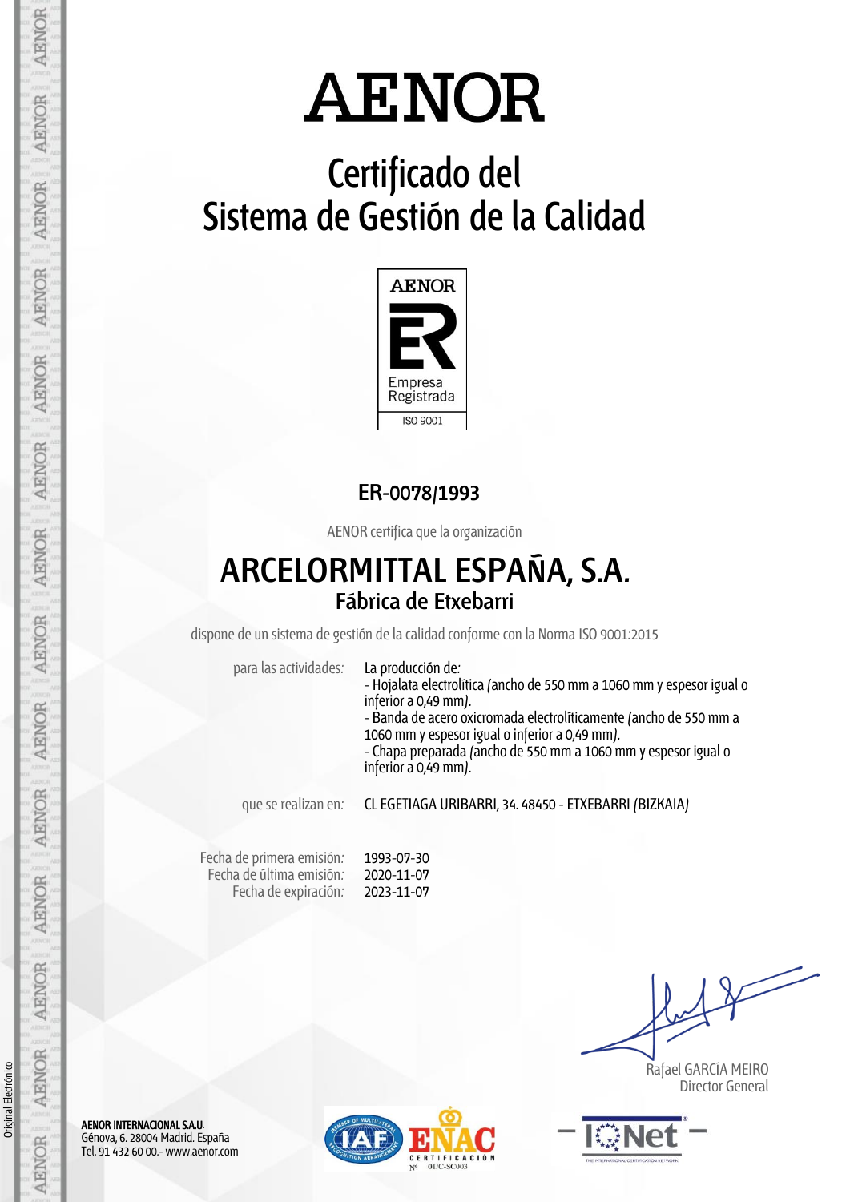# AENOR

## Certificado del Sistema de Gestión de la Calidad

AENOR

Empresa Registrada

ISO 9001

**ER-0078/1993**

AENOR certifica que la organización

## ARCELORMITTAL ESPAÑA, S.A.
### Fábrica de Etxebarri

dispone de un sistema de gestión de la calidad conforme con la Norma ISO 9001:2015

para las actividades: La producción de:
- Hojalata electrolítica (ancho de 550 mm a 1060 mm y espesor igual o inferior a 0,49 mm).
- Banda de acero oxicromada electrolíticamente (ancho de 550 mm a 1060 mm y espesor igual o inferior a 0,49 mm).
- Chapa preparada (ancho de 550 mm a 1060 mm y espesor igual o inferior a 0,49 mm).

que se realizan en: CL EGETIAGA URIBARRI, 34. 48450 - ETXEBARRI (BIZKAIA)

Fecha de primera emisión: 1993-07-30
Fecha de última emisión: 2020-11-07
Fecha de expiración: 2023-11-07

Rafael GARCÍA MEIRO
Director General

**AENOR INTERNACIONAL S.A.U.**
Génova, 6. 28004 Madrid. España
Tel. 91 432 60 00.- www.aenor.com

ENAC CERTIFICACIÓN Nº 01/C-SC003

Original Electrónico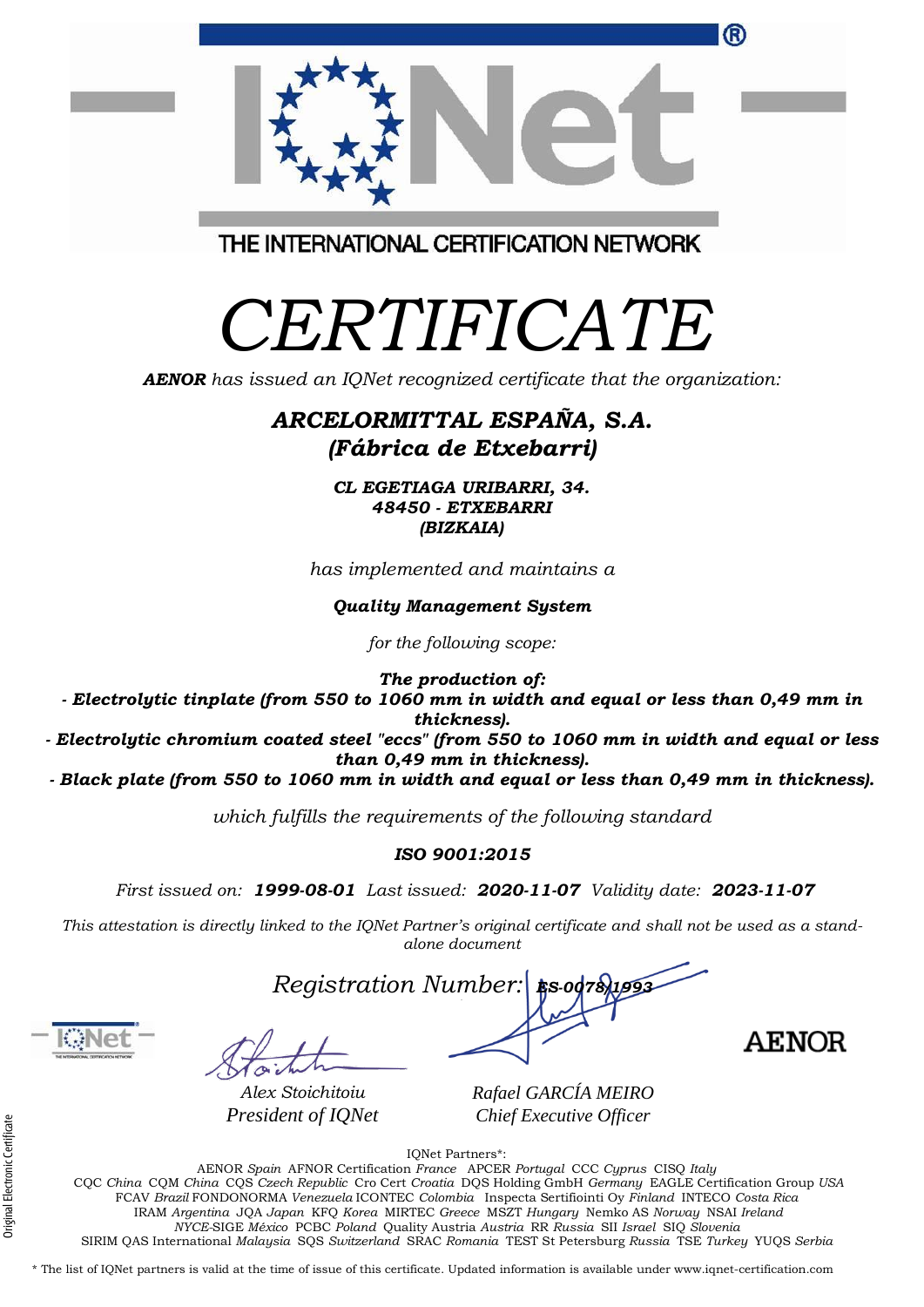THE INTERNATIONAL CERTIFICATION NETWORK

# CERTIFICATE

***AENOR** has issued an IQNet recognized certificate that the organization:*

## *ARCELORMITTAL ESPAÑA, S.A.*
## *(Fábrica de Etxebarri)*

***CL EGETIAGA URIBARRI, 34.***
***48450 - ETXEBARRI***
***(BIZKAIA)***

*has implemented and maintains a*

***Quality Management System***

*for the following scope:*

***The production of:***
***- Electrolytic tinplate (from 550 to 1060 mm in width and equal or less than 0,49 mm in thickness).***
***- Electrolytic chromium coated steel "eccs" (from 550 to 1060 mm in width and equal or less than 0,49 mm in thickness).***
***- Black plate (from 550 to 1060 mm in width and equal or less than 0,49 mm in thickness).***

*which fulfills the requirements of the following standard*

***ISO 9001:2015***

*First issued on:* ***1999-08-01*** *Last issued:* ***2020-11-07*** *Validity date:* ***2023-11-07***

*This attestation is directly linked to the IQNet Partner's original certificate and shall not be used as a stand-alone document*

*Registration Number:* ***ES-0078/1993***

AENOR

*Alex Stoichitoiu*
*President of IQNet*

*Rafael GARCÍA MEIRO*
*Chief Executive Officer*

Original Electronic Certificate

IQNet Partners*:

AENOR *Spain* AFNOR Certification *France* APCER *Portugal* CCC *Cyprus* CISQ *Italy*
CQC *China* CQM *China* CQS *Czech Republic* Cro Cert *Croatia* DQS Holding GmbH *Germany* EAGLE Certification Group *USA*
FCAV *Brazil* FONDONORMA *Venezuela* ICONTEC *Colombia* Inspecta Sertifiointi Oy *Finland* INTECO *Costa Rica*
IRAM *Argentina* JQA *Japan* KFQ *Korea* MIRTEC *Greece* MSZT *Hungary* Nemko AS *Norway* NSAI *Ireland*
*NYCE*-SIGE *México* PCBC *Poland* Quality Austria *Austria* RR *Russia* SII *Israel* SIQ *Slovenia*
SIRIM QAS International *Malaysia* SQS *Switzerland* SRAC *Romania* TEST St Petersburg *Russia* TSE *Turkey* YUQS *Serbia*

* The list of IQNet partners is valid at the time of issue of this certificate. Updated information is available under www.iqnet-certification.com